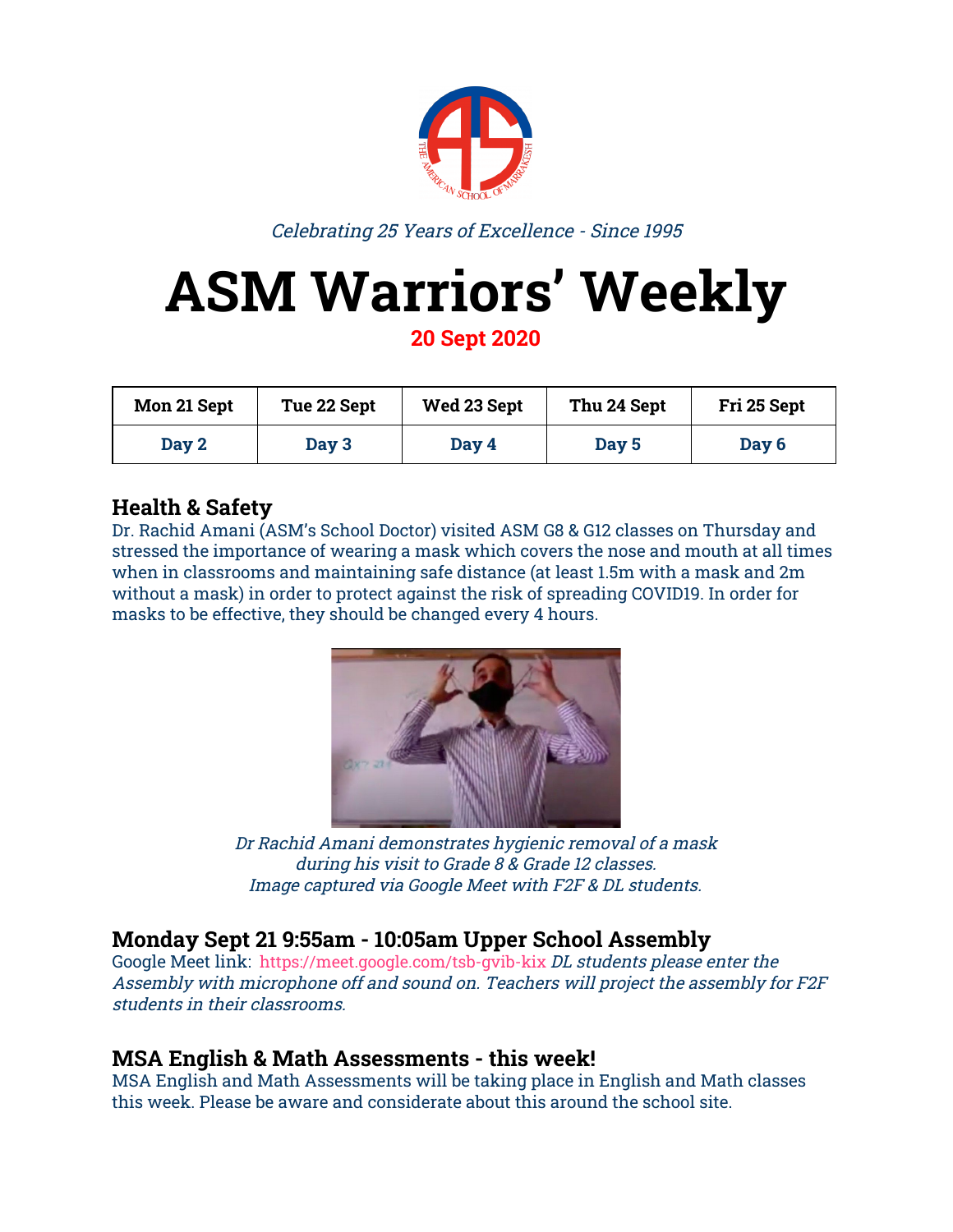*Celebrating 25 Years of Excellence - Since 1995*

# ASM Warriors' Weekly

**20 Sept 2020**

| Mon 21 Sept | Tue 22 Sept | Wed 23 Sept | Thu 24 Sept | Fri 25 Sept |
|---|---|---|---|---|
| Day 2 | Day 3 | Day 4 | Day 5 | Day 6 |

## Health & Safety

Dr. Rachid Amani (ASM's School Doctor) visited ASM G8 & G12 classes on Thursday and stressed the importance of wearing a mask which covers the nose and mouth at all times when in classrooms and maintaining safe distance (at least 1.5m with a mask and 2m without a mask) in order to protect against the risk of spreading COVID19. In order for masks to be effective, they should be changed every 4 hours.

*Dr Rachid Amani demonstrates hygienic removal of a mask during his visit to Grade 8 & Grade 12 classes. Image captured via Google Meet with F2F & DL students.*

## Monday Sept 21 9:55am - 10:05am Upper School Assembly

Google Meet link: https://meet.google.com/tsb-gvib-kix *DL students please enter the Assembly with microphone off and sound on. Teachers will project the assembly for F2F students in their classrooms.*

## MSA English & Math Assessments - this week!

MSA English and Math Assessments will be taking place in English and Math classes this week. Please be aware and considerate about this around the school site.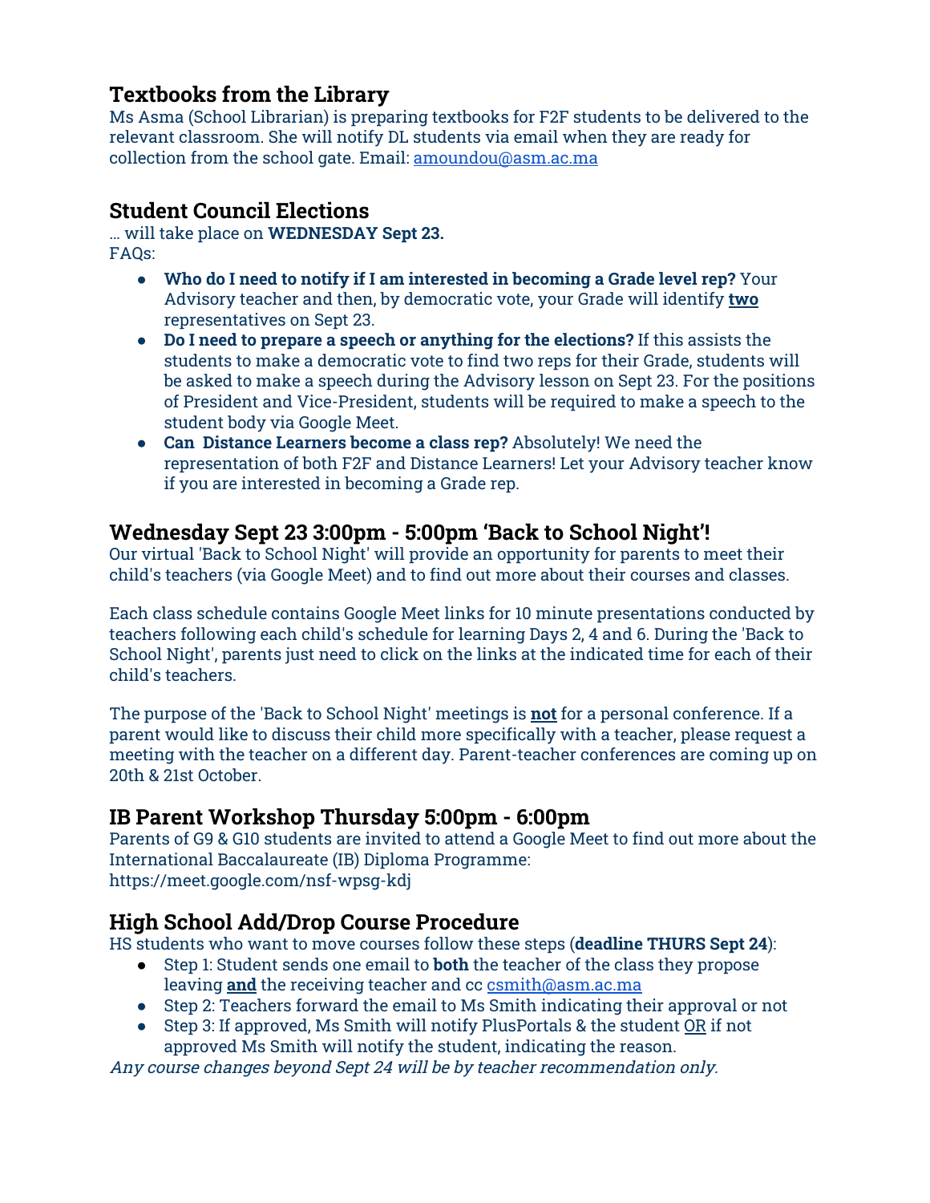## Textbooks from the Library

Ms Asma (School Librarian) is preparing textbooks for F2F students to be delivered to the relevant classroom. She will notify DL students via email when they are ready for collection from the school gate. Email: amoundou@asm.ac.ma

## Student Council Elections

… will take place on **WEDNESDAY Sept 23.**
FAQs:

- **Who do I need to notify if I am interested in becoming a Grade level rep?** Your Advisory teacher and then, by democratic vote, your Grade will identify **two** representatives on Sept 23.
- **Do I need to prepare a speech or anything for the elections?** If this assists the students to make a democratic vote to find two reps for their Grade, students will be asked to make a speech during the Advisory lesson on Sept 23. For the positions of President and Vice-President, students will be required to make a speech to the student body via Google Meet.
- **Can Distance Learners become a class rep?** Absolutely! We need the representation of both F2F and Distance Learners! Let your Advisory teacher know if you are interested in becoming a Grade rep.

## Wednesday Sept 23 3:00pm - 5:00pm 'Back to School Night'!

Our virtual 'Back to School Night' will provide an opportunity for parents to meet their child's teachers (via Google Meet) and to find out more about their courses and classes.

Each class schedule contains Google Meet links for 10 minute presentations conducted by teachers following each child's schedule for learning Days 2, 4 and 6. During the 'Back to School Night', parents just need to click on the links at the indicated time for each of their child's teachers.

The purpose of the 'Back to School Night' meetings is **not** for a personal conference. If a parent would like to discuss their child more specifically with a teacher, please request a meeting with the teacher on a different day. Parent-teacher conferences are coming up on 20th & 21st October.

## IB Parent Workshop Thursday 5:00pm - 6:00pm

Parents of G9 & G10 students are invited to attend a Google Meet to find out more about the International Baccalaureate (IB) Diploma Programme:
https://meet.google.com/nsf-wpsg-kdj

## High School Add/Drop Course Procedure

HS students who want to move courses follow these steps (**deadline THURS Sept 24**):

- Step 1: Student sends one email to **both** the teacher of the class they propose leaving **and** the receiving teacher and cc csmith@asm.ac.ma
- Step 2: Teachers forward the email to Ms Smith indicating their approval or not
- Step 3: If approved, Ms Smith will notify PlusPortals & the student OR if not approved Ms Smith will notify the student, indicating the reason.

*Any course changes beyond Sept 24 will be by teacher recommendation only.*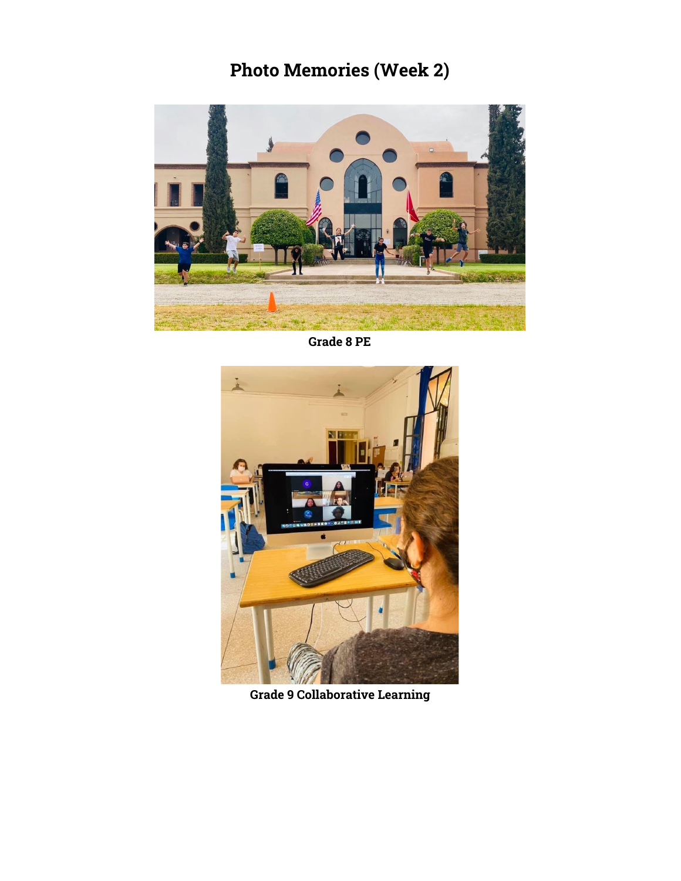# Photo Memories (Week 2)

Grade 8 PE

Grade 9 Collaborative Learning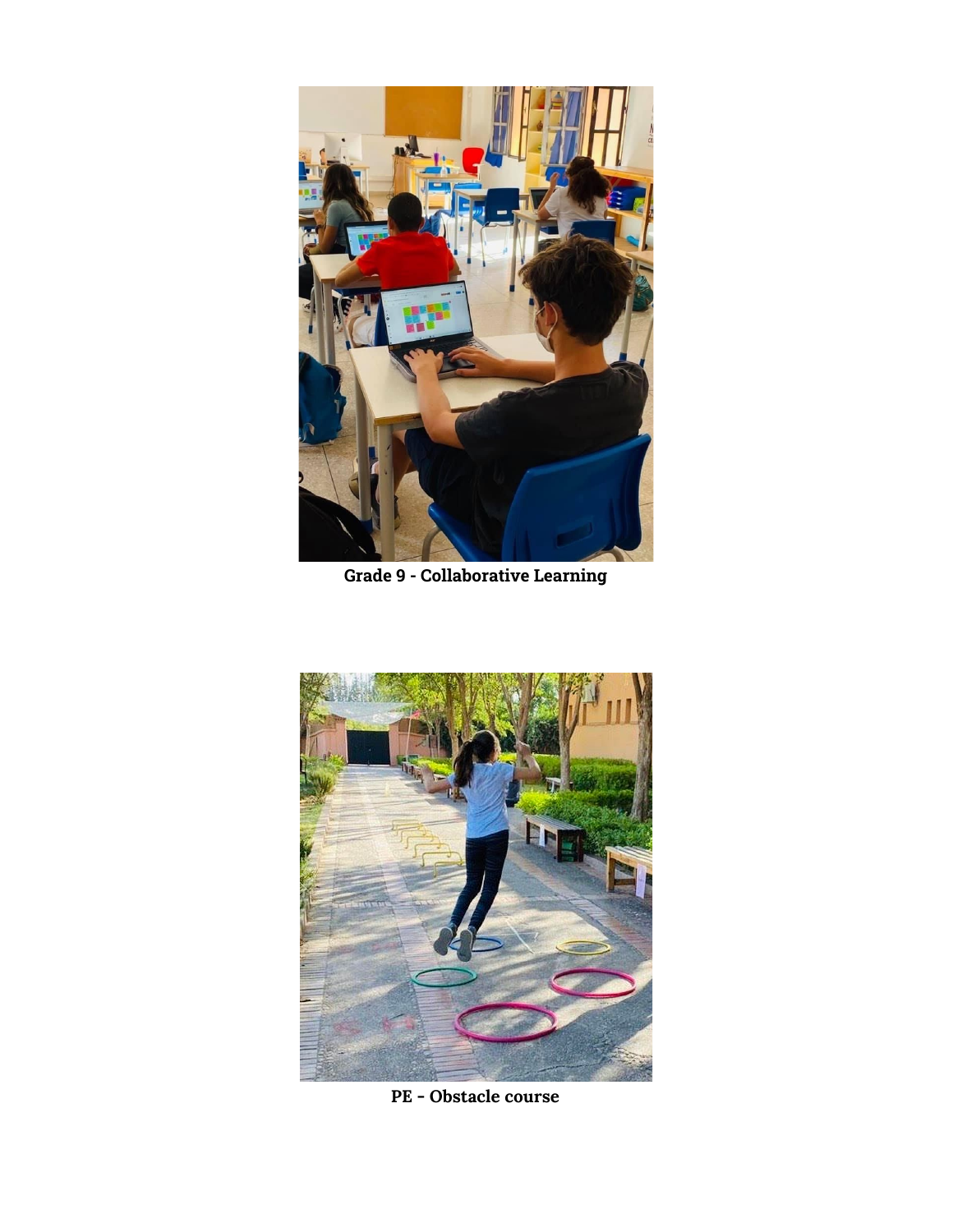**Grade 9 - Collaborative Learning**

**PE - Obstacle course**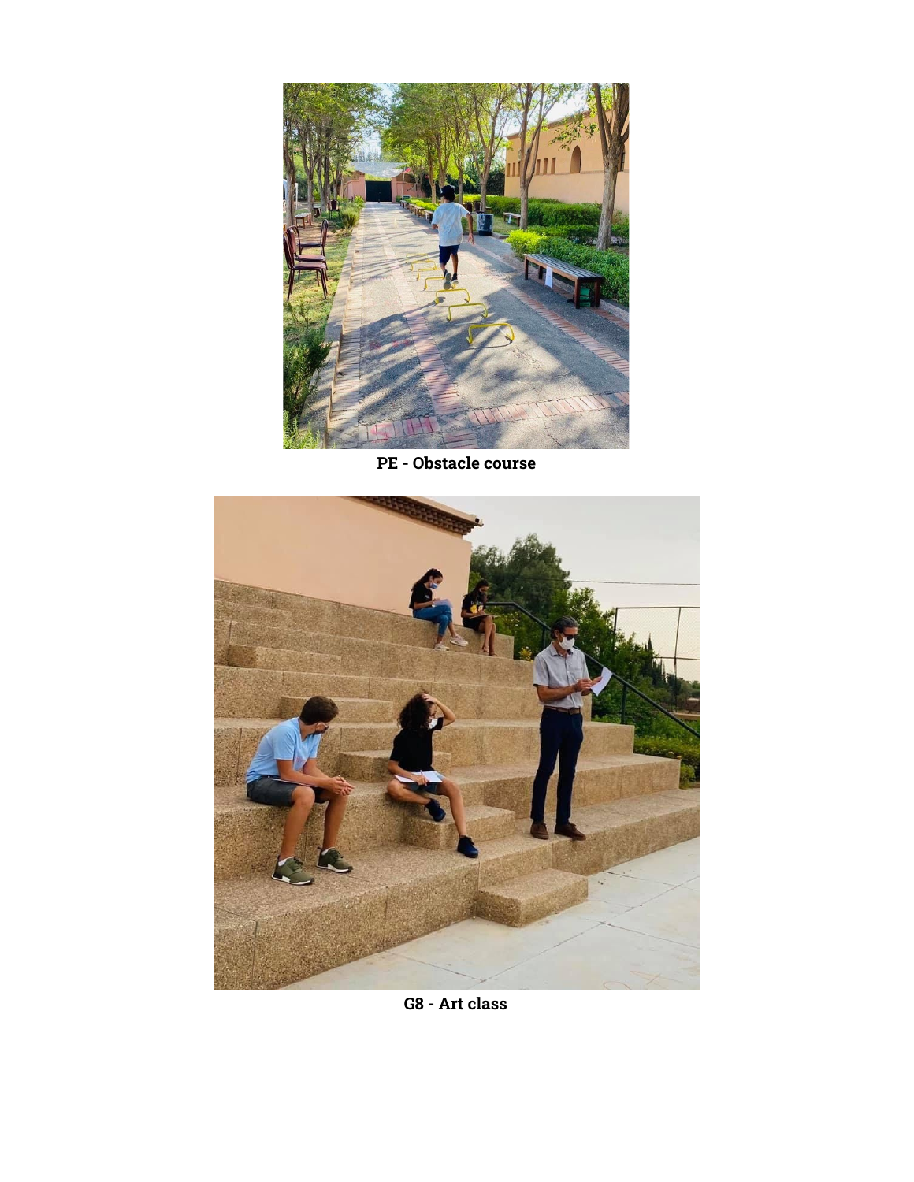**PE - Obstacle course**

**G8 - Art class**